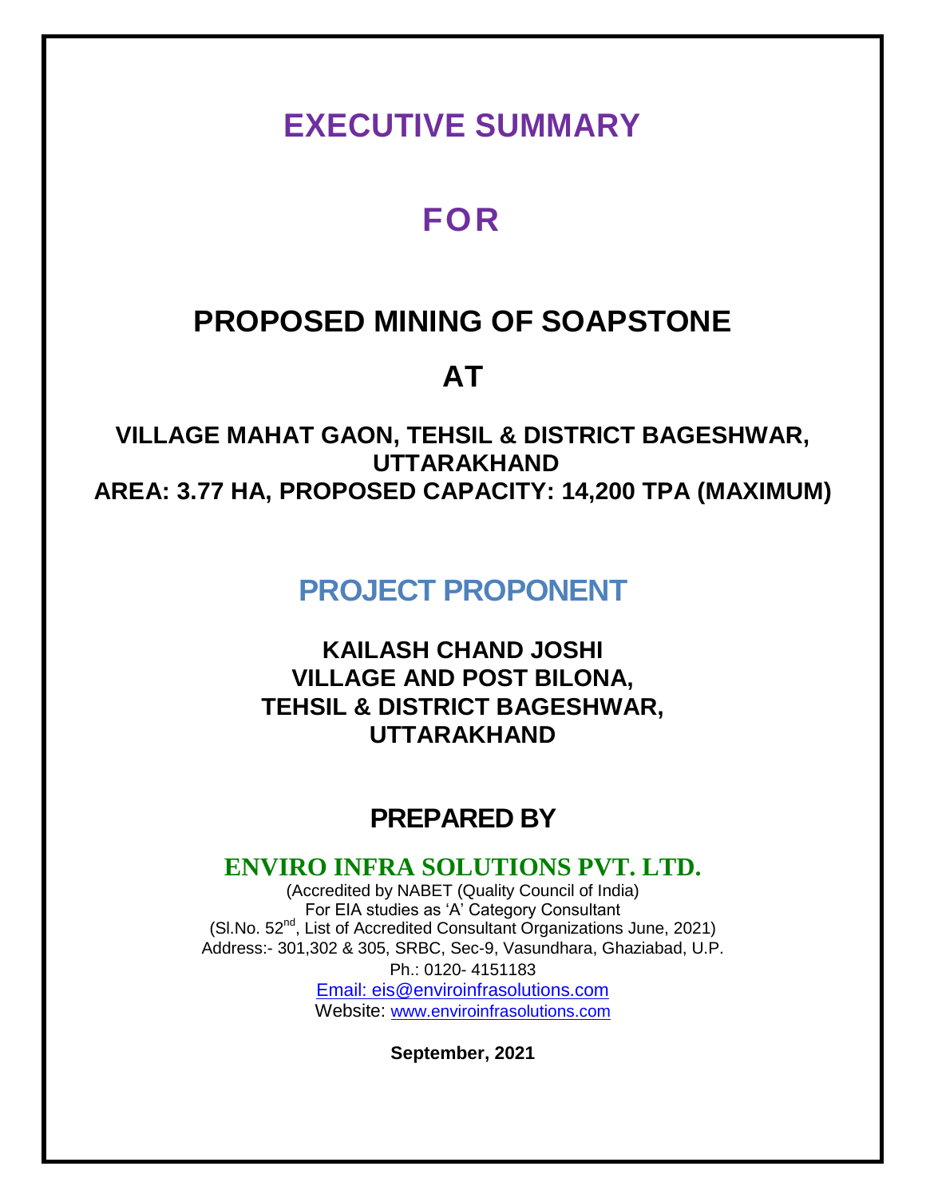# EXECUTIVE SUMMARY

# FOR

## PROPOSED MINING OF SOAPSTONE

## AT

### VILLAGE MAHAT GAON, TEHSIL & DISTRICT BAGESHWAR, UTTARAKHAND

### AREA: 3.77 HA, PROPOSED CAPACITY: 14,200 TPA (MAXIMUM)

## PROJECT PROPONENT

**KAILASH CHAND JOSHI**
**VILLAGE AND POST BILONA,**
**TEHSIL & DISTRICT BAGESHWAR,**
**UTTARAKHAND**

## PREPARED BY

**ENVIRO INFRA SOLUTIONS PVT. LTD.**

(Accredited by NABET (Quality Council of India)
For EIA studies as 'A' Category Consultant
(Sl.No. 52nd, List of Accredited Consultant Organizations June, 2021)
Address:- 301,302 & 305, SRBC, Sec-9, Vasundhara, Ghaziabad, U.P.
Ph.: 0120- 4151183
Email: eis@enviroinfrasolutions.com
Website: www.enviroinfrasolutions.com

**September, 2021**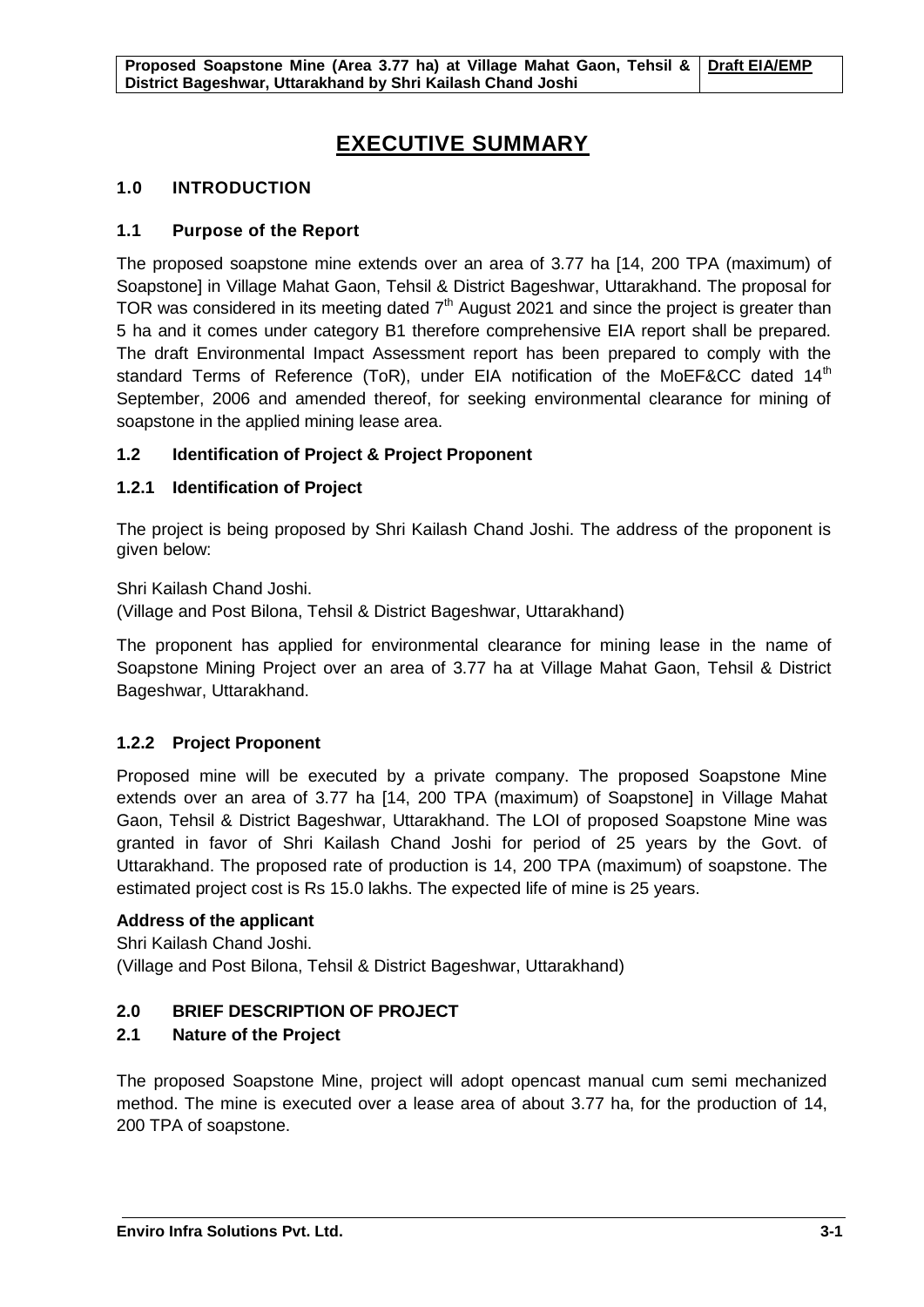# EXECUTIVE SUMMARY

## 1.0 INTRODUCTION

### 1.1 Purpose of the Report

The proposed soapstone mine extends over an area of 3.77 ha [14, 200 TPA (maximum) of Soapstone] in Village Mahat Gaon, Tehsil & District Bageshwar, Uttarakhand. The proposal for TOR was considered in its meeting dated 7th August 2021 and since the project is greater than 5 ha and it comes under category B1 therefore comprehensive EIA report shall be prepared. The draft Environmental Impact Assessment report has been prepared to comply with the standard Terms of Reference (ToR), under EIA notification of the MoEF&CC dated 14th September, 2006 and amended thereof, for seeking environmental clearance for mining of soapstone in the applied mining lease area.

### 1.2 Identification of Project & Project Proponent

### 1.2.1 Identification of Project

The project is being proposed by Shri Kailash Chand Joshi. The address of the proponent is given below:

Shri Kailash Chand Joshi.
(Village and Post Bilona, Tehsil & District Bageshwar, Uttarakhand)

The proponent has applied for environmental clearance for mining lease in the name of Soapstone Mining Project over an area of 3.77 ha at Village Mahat Gaon, Tehsil & District Bageshwar, Uttarakhand.

### 1.2.2 Project Proponent

Proposed mine will be executed by a private company. The proposed Soapstone Mine extends over an area of 3.77 ha [14, 200 TPA (maximum) of Soapstone] in Village Mahat Gaon, Tehsil & District Bageshwar, Uttarakhand. The LOI of proposed Soapstone Mine was granted in favor of Shri Kailash Chand Joshi for period of 25 years by the Govt. of Uttarakhand. The proposed rate of production is 14, 200 TPA (maximum) of soapstone. The estimated project cost is Rs 15.0 lakhs. The expected life of mine is 25 years.

**Address of the applicant**

Shri Kailash Chand Joshi.
(Village and Post Bilona, Tehsil & District Bageshwar, Uttarakhand)

## 2.0 BRIEF DESCRIPTION OF PROJECT

### 2.1 Nature of the Project

The proposed Soapstone Mine, project will adopt opencast manual cum semi mechanized method. The mine is executed over a lease area of about 3.77 ha, for the production of 14, 200 TPA of soapstone.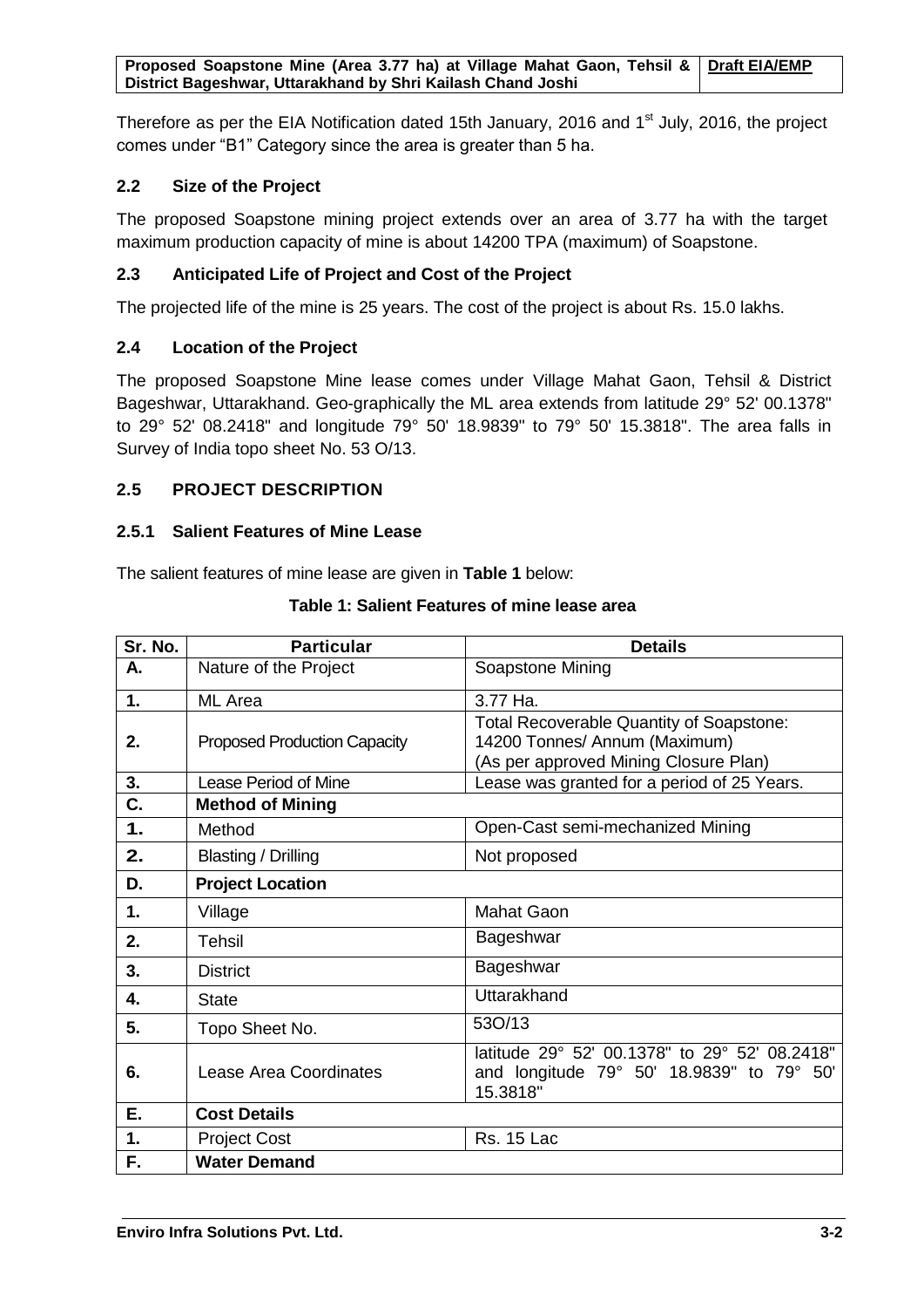Therefore as per the EIA Notification dated 15th January, 2016 and 1st July, 2016, the project comes under "B1" Category since the area is greater than 5 ha.

### 2.2 Size of the Project

The proposed Soapstone mining project extends over an area of 3.77 ha with the target maximum production capacity of mine is about 14200 TPA (maximum) of Soapstone.

### 2.3 Anticipated Life of Project and Cost of the Project

The projected life of the mine is 25 years. The cost of the project is about Rs. 15.0 lakhs.

### 2.4 Location of the Project

The proposed Soapstone Mine lease comes under Village Mahat Gaon, Tehsil & District Bageshwar, Uttarakhand. Geo-graphically the ML area extends from latitude 29° 52' 00.1378" to 29° 52' 08.2418" and longitude 79° 50' 18.9839" to 79° 50' 15.3818". The area falls in Survey of India topo sheet No. 53 O/13.

### 2.5 PROJECT DESCRIPTION

#### 2.5.1 Salient Features of Mine Lease

The salient features of mine lease are given in **Table 1** below:

**Table 1: Salient Features of mine lease area**

| Sr. No. | Particular | Details |
|---|---|---|
| **A.** | Nature of the Project | Soapstone Mining |
| **1.** | ML Area | 3.77 Ha. |
| **2.** | Proposed Production Capacity | Total Recoverable Quantity of Soapstone: 14200 Tonnes/ Annum (Maximum) (As per approved Mining Closure Plan) |
| **3.** | Lease Period of Mine | Lease was granted for a period of 25 Years. |
| **C.** | **Method of Mining** | |
| **1.** | Method | Open-Cast semi-mechanized Mining |
| **2.** | Blasting / Drilling | Not proposed |
| **D.** | **Project Location** | |
| **1.** | Village | Mahat Gaon |
| **2.** | Tehsil | Bageshwar |
| **3.** | District | Bageshwar |
| **4.** | State | Uttarakhand |
| **5.** | Topo Sheet No. | 53O/13 |
| **6.** | Lease Area Coordinates | latitude 29° 52' 00.1378" to 29° 52' 08.2418" and longitude 79° 50' 18.9839" to 79° 50' 15.3818" |
| **E.** | **Cost Details** | |
| **1.** | Project Cost | Rs. 15 Lac |
| **F.** | **Water Demand** | |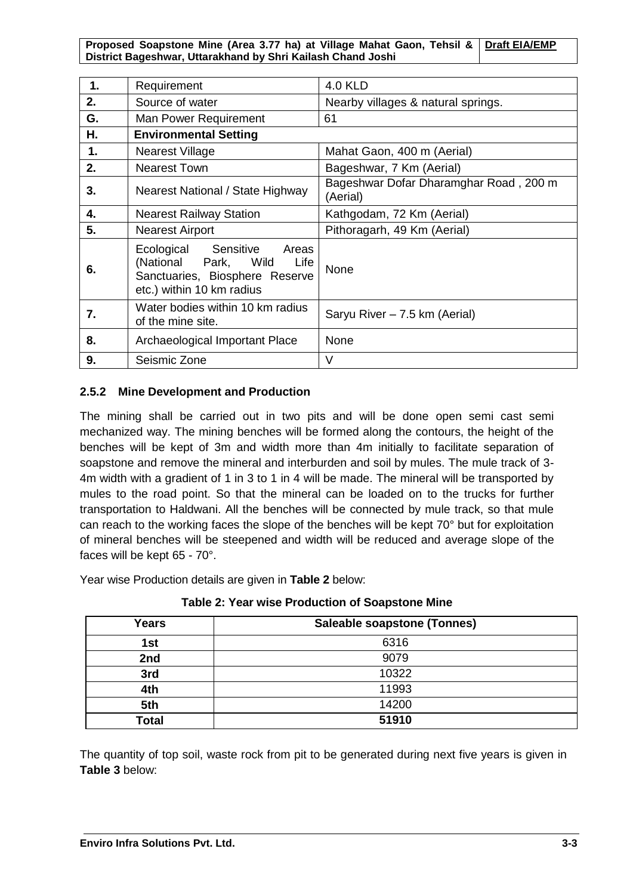| 1. | Requirement | 4.0 KLD |
|---|---|---|
| 2. | Source of water | Nearby villages & natural springs. |
| G. | Man Power Requirement | 61 |
| H. | **Environmental Setting** | |
| 1. | Nearest Village | Mahat Gaon, 400 m (Aerial) |
| 2. | Nearest Town | Bageshwar, 7 Km (Aerial) |
| 3. | Nearest National / State Highway | Bageshwar Dofar Dharamghar Road , 200 m (Aerial) |
| 4. | Nearest Railway Station | Kathgodam, 72 Km (Aerial) |
| 5. | Nearest Airport | Pithoragarh, 49 Km (Aerial) |
| 6. | Ecological Sensitive Areas (National Park, Wild Life Sanctuaries, Biosphere Reserve etc.) within 10 km radius | None |
| 7. | Water bodies within 10 km radius of the mine site. | Saryu River – 7.5 km (Aerial) |
| 8. | Archaeological Important Place | None |
| 9. | Seismic Zone | V |

### 2.5.2 Mine Development and Production

The mining shall be carried out in two pits and will be done open semi cast semi mechanized way. The mining benches will be formed along the contours, the height of the benches will be kept of 3m and width more than 4m initially to facilitate separation of soapstone and remove the mineral and interburden and soil by mules. The mule track of 3-4m width with a gradient of 1 in 3 to 1 in 4 will be made. The mineral will be transported by mules to the road point. So that the mineral can be loaded on to the trucks for further transportation to Haldwani. All the benches will be connected by mule track, so that mule can reach to the working faces the slope of the benches will be kept 70° but for exploitation of mineral benches will be steepened and width will be reduced and average slope of the faces will be kept 65 - 70°.

Year wise Production details are given in **Table 2** below:

**Table 2: Year wise Production of Soapstone Mine**

| Years | Saleable soapstone (Tonnes) |
|---|---|
| 1st | 6316 |
| 2nd | 9079 |
| 3rd | 10322 |
| 4th | 11993 |
| 5th | 14200 |
| **Total** | **51910** |

The quantity of top soil, waste rock from pit to be generated during next five years is given in **Table 3** below: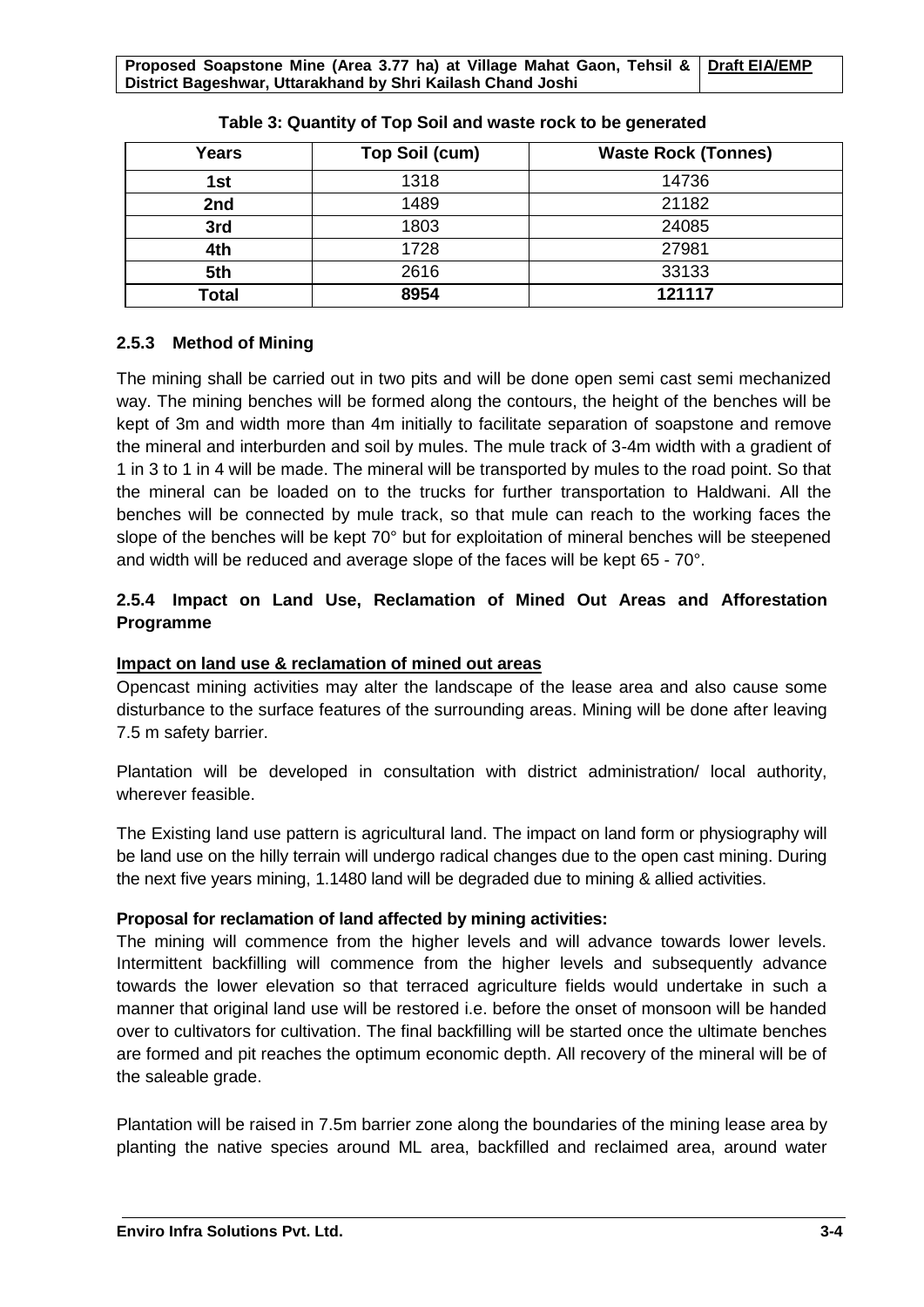**Table 3: Quantity of Top Soil and waste rock to be generated**

| Years | Top Soil (cum) | Waste Rock (Tonnes) |
|---|---|---|
| 1st | 1318 | 14736 |
| 2nd | 1489 | 21182 |
| 3rd | 1803 | 24085 |
| 4th | 1728 | 27981 |
| 5th | 2616 | 33133 |
| **Total** | **8954** | **121117** |

### 2.5.3 Method of Mining

The mining shall be carried out in two pits and will be done open semi cast semi mechanized way. The mining benches will be formed along the contours, the height of the benches will be kept of 3m and width more than 4m initially to facilitate separation of soapstone and remove the mineral and interburden and soil by mules. The mule track of 3-4m width with a gradient of 1 in 3 to 1 in 4 will be made. The mineral will be transported by mules to the road point. So that the mineral can be loaded on to the trucks for further transportation to Haldwani. All the benches will be connected by mule track, so that mule can reach to the working faces the slope of the benches will be kept 70° but for exploitation of mineral benches will be steepened and width will be reduced and average slope of the faces will be kept 65 - 70°.

### 2.5.4 Impact on Land Use, Reclamation of Mined Out Areas and Afforestation Programme

**Impact on land use & reclamation of mined out areas**

Opencast mining activities may alter the landscape of the lease area and also cause some disturbance to the surface features of the surrounding areas. Mining will be done after leaving 7.5 m safety barrier.

Plantation will be developed in consultation with district administration/ local authority, wherever feasible.

The Existing land use pattern is agricultural land. The impact on land form or physiography will be land use on the hilly terrain will undergo radical changes due to the open cast mining. During the next five years mining, 1.1480 land will be degraded due to mining & allied activities.

**Proposal for reclamation of land affected by mining activities:**

The mining will commence from the higher levels and will advance towards lower levels. Intermittent backfilling will commence from the higher levels and subsequently advance towards the lower elevation so that terraced agriculture fields would undertake in such a manner that original land use will be restored i.e. before the onset of monsoon will be handed over to cultivators for cultivation. The final backfilling will be started once the ultimate benches are formed and pit reaches the optimum economic depth. All recovery of the mineral will be of the saleable grade.

Plantation will be raised in 7.5m barrier zone along the boundaries of the mining lease area by planting the native species around ML area, backfilled and reclaimed area, around water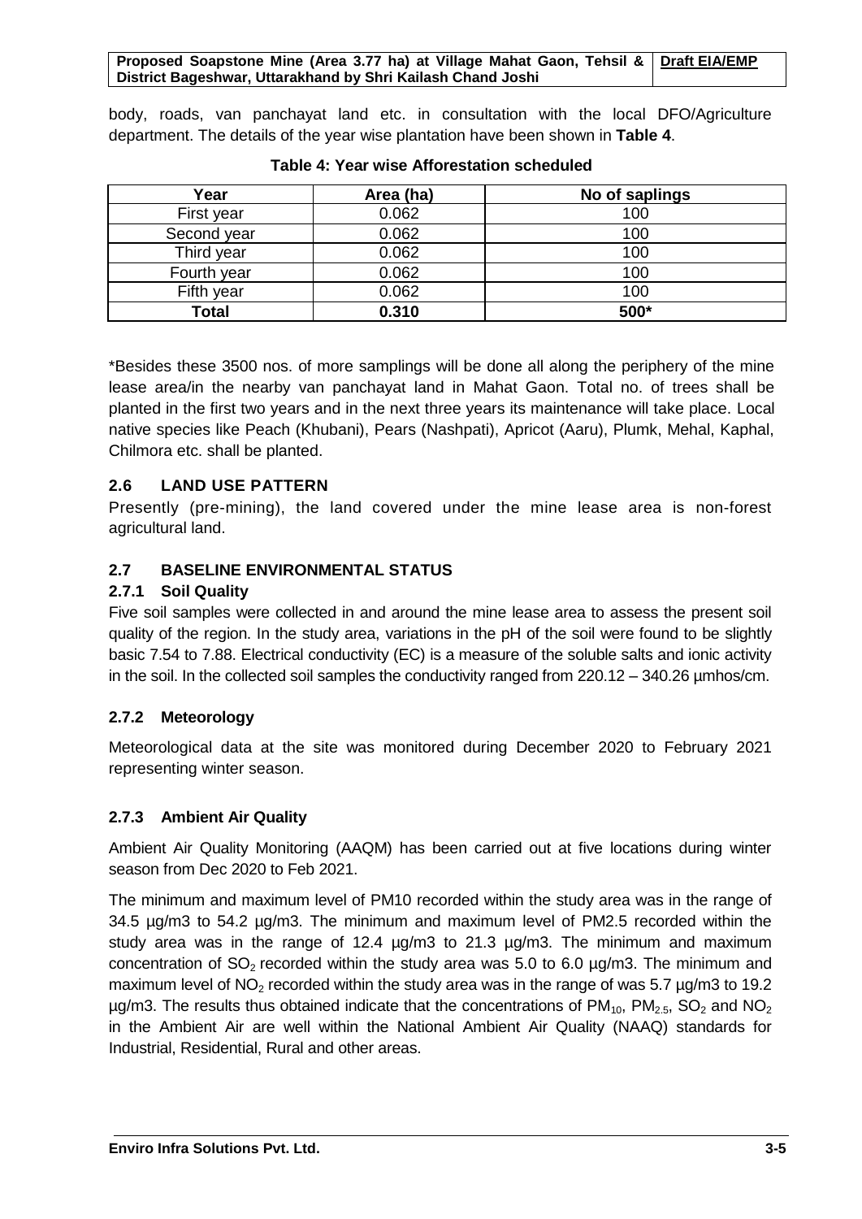body, roads, van panchayat land etc. in consultation with the local DFO/Agriculture department. The details of the year wise plantation have been shown in **Table 4**.

**Table 4: Year wise Afforestation scheduled**

| Year | Area (ha) | No of saplings |
|---|---|---|
| First year | 0.062 | 100 |
| Second year | 0.062 | 100 |
| Third year | 0.062 | 100 |
| Fourth year | 0.062 | 100 |
| Fifth year | 0.062 | 100 |
| **Total** | **0.310** | **500*** |

*Besides these 3500 nos. of more samplings will be done all along the periphery of the mine lease area/in the nearby van panchayat land in Mahat Gaon. Total no. of trees shall be planted in the first two years and in the next three years its maintenance will take place. Local native species like Peach (Khubani), Pears (Nashpati), Apricot (Aaru), Plumk, Mehal, Kaphal, Chilmora etc. shall be planted.

### 2.6 LAND USE PATTERN

Presently (pre-mining), the land covered under the mine lease area is non-forest agricultural land.

### 2.7 BASELINE ENVIRONMENTAL STATUS

#### 2.7.1 Soil Quality

Five soil samples were collected in and around the mine lease area to assess the present soil quality of the region. In the study area, variations in the pH of the soil were found to be slightly basic 7.54 to 7.88. Electrical conductivity (EC) is a measure of the soluble salts and ionic activity in the soil. In the collected soil samples the conductivity ranged from 220.12 – 340.26 µmhos/cm.

#### 2.7.2 Meteorology

Meteorological data at the site was monitored during December 2020 to February 2021 representing winter season.

#### 2.7.3 Ambient Air Quality

Ambient Air Quality Monitoring (AAQM) has been carried out at five locations during winter season from Dec 2020 to Feb 2021.

The minimum and maximum level of PM10 recorded within the study area was in the range of 34.5 µg/m3 to 54.2 µg/m3. The minimum and maximum level of PM2.5 recorded within the study area was in the range of 12.4 µg/m3 to 21.3 µg/m3. The minimum and maximum concentration of $SO_2$ recorded within the study area was 5.0 to 6.0 µg/m3. The minimum and maximum level of $NO_2$ recorded within the study area was in the range of was 5.7 µg/m3 to 19.2 µg/m3. The results thus obtained indicate that the concentrations of $PM_{10}$, $PM_{2.5}$, $SO_2$ and $NO_2$ in the Ambient Air are well within the National Ambient Air Quality (NAAQ) standards for Industrial, Residential, Rural and other areas.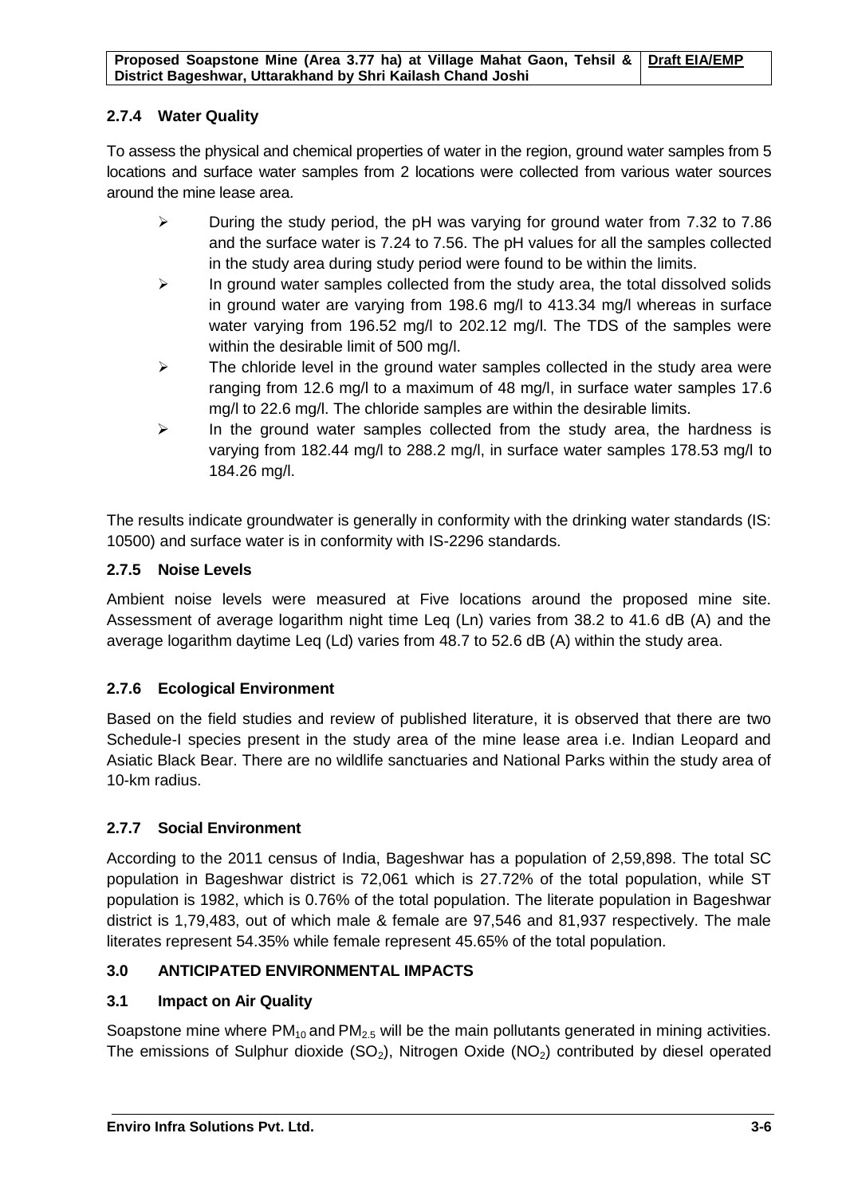### 2.7.4 Water Quality

To assess the physical and chemical properties of water in the region, ground water samples from 5 locations and surface water samples from 2 locations were collected from various water sources around the mine lease area.

- During the study period, the pH was varying for ground water from 7.32 to 7.86 and the surface water is 7.24 to 7.56. The pH values for all the samples collected in the study area during study period were found to be within the limits.
- In ground water samples collected from the study area, the total dissolved solids in ground water are varying from 198.6 mg/l to 413.34 mg/l whereas in surface water varying from 196.52 mg/l to 202.12 mg/l. The TDS of the samples were within the desirable limit of 500 mg/l.
- The chloride level in the ground water samples collected in the study area were ranging from 12.6 mg/l to a maximum of 48 mg/l, in surface water samples 17.6 mg/l to 22.6 mg/l. The chloride samples are within the desirable limits.
- In the ground water samples collected from the study area, the hardness is varying from 182.44 mg/l to 288.2 mg/l, in surface water samples 178.53 mg/l to 184.26 mg/l.

The results indicate groundwater is generally in conformity with the drinking water standards (IS: 10500) and surface water is in conformity with IS-2296 standards.

### 2.7.5 Noise Levels

Ambient noise levels were measured at Five locations around the proposed mine site. Assessment of average logarithm night time Leq (Ln) varies from 38.2 to 41.6 dB (A) and the average logarithm daytime Leq (Ld) varies from 48.7 to 52.6 dB (A) within the study area.

### 2.7.6 Ecological Environment

Based on the field studies and review of published literature, it is observed that there are two Schedule-I species present in the study area of the mine lease area i.e. Indian Leopard and Asiatic Black Bear. There are no wildlife sanctuaries and National Parks within the study area of 10-km radius.

### 2.7.7 Social Environment

According to the 2011 census of India, Bageshwar has a population of 2,59,898. The total SC population in Bageshwar district is 72,061 which is 27.72% of the total population, while ST population is 1982, which is 0.76% of the total population. The literate population in Bageshwar district is 1,79,483, out of which male & female are 97,546 and 81,937 respectively. The male literates represent 54.35% while female represent 45.65% of the total population.

## 3.0 ANTICIPATED ENVIRONMENTAL IMPACTS

### 3.1 Impact on Air Quality

Soapstone mine where $PM_{10}$ and $PM_{2.5}$ will be the main pollutants generated in mining activities. The emissions of Sulphur dioxide ($SO_2$), Nitrogen Oxide ($NO_2$) contributed by diesel operated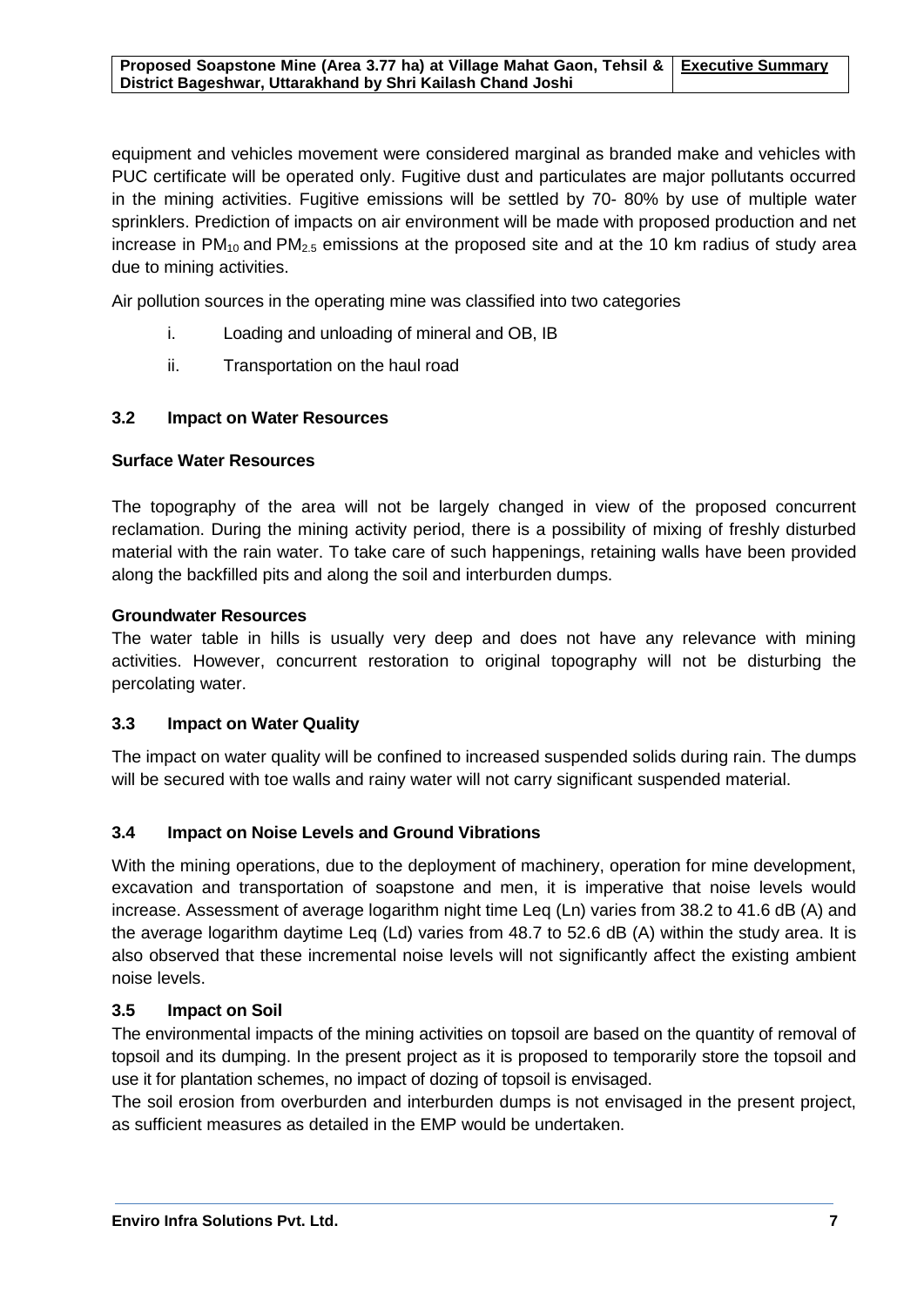equipment and vehicles movement were considered marginal as branded make and vehicles with PUC certificate will be operated only. Fugitive dust and particulates are major pollutants occurred in the mining activities. Fugitive emissions will be settled by 70- 80% by use of multiple water sprinklers. Prediction of impacts on air environment will be made with proposed production and net increase in $PM_{10}$ and $PM_{2.5}$ emissions at the proposed site and at the 10 km radius of study area due to mining activities.

Air pollution sources in the operating mine was classified into two categories

i. Loading and unloading of mineral and OB, IB

ii. Transportation on the haul road

### 3.2 Impact on Water Resources

**Surface Water Resources**

The topography of the area will not be largely changed in view of the proposed concurrent reclamation. During the mining activity period, there is a possibility of mixing of freshly disturbed material with the rain water. To take care of such happenings, retaining walls have been provided along the backfilled pits and along the soil and interburden dumps.

**Groundwater Resources**

The water table in hills is usually very deep and does not have any relevance with mining activities. However, concurrent restoration to original topography will not be disturbing the percolating water.

### 3.3 Impact on Water Quality

The impact on water quality will be confined to increased suspended solids during rain. The dumps will be secured with toe walls and rainy water will not carry significant suspended material.

### 3.4 Impact on Noise Levels and Ground Vibrations

With the mining operations, due to the deployment of machinery, operation for mine development, excavation and transportation of soapstone and men, it is imperative that noise levels would increase. Assessment of average logarithm night time Leq (Ln) varies from 38.2 to 41.6 dB (A) and the average logarithm daytime Leq (Ld) varies from 48.7 to 52.6 dB (A) within the study area. It is also observed that these incremental noise levels will not significantly affect the existing ambient noise levels.

### 3.5 Impact on Soil

The environmental impacts of the mining activities on topsoil are based on the quantity of removal of topsoil and its dumping. In the present project as it is proposed to temporarily store the topsoil and use it for plantation schemes, no impact of dozing of topsoil is envisaged.

The soil erosion from overburden and interburden dumps is not envisaged in the present project, as sufficient measures as detailed in the EMP would be undertaken.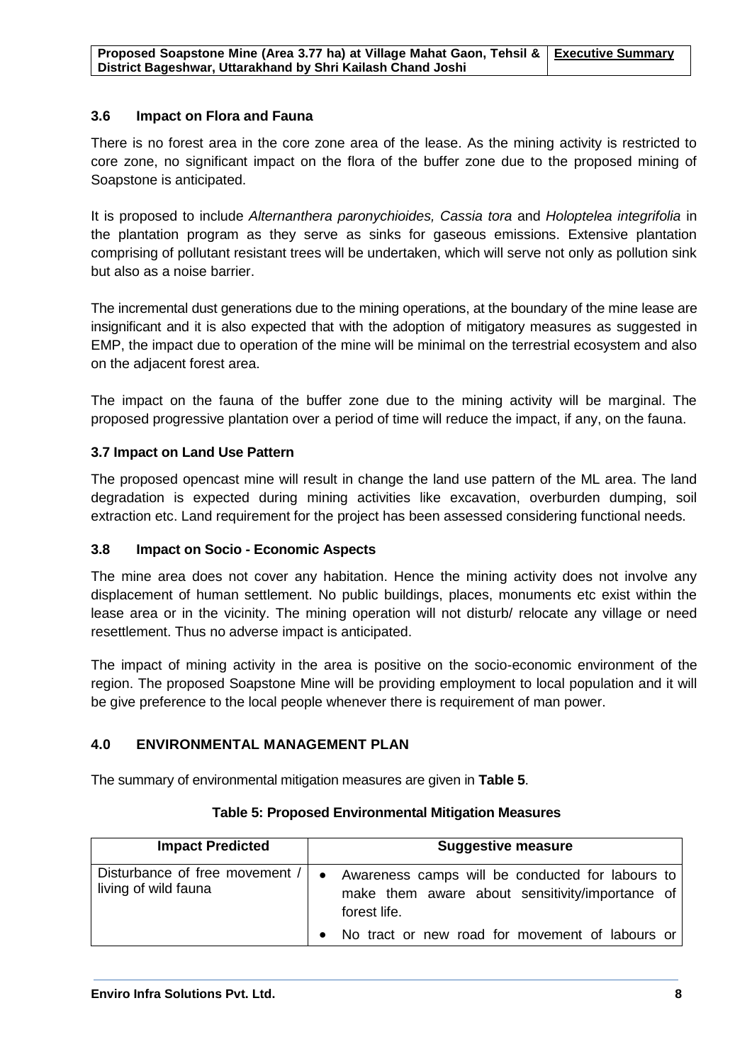### 3.6 Impact on Flora and Fauna

There is no forest area in the core zone area of the lease. As the mining activity is restricted to core zone, no significant impact on the flora of the buffer zone due to the proposed mining of Soapstone is anticipated.

It is proposed to include *Alternanthera paronychioides, Cassia tora* and *Holoptelea integrifolia* in the plantation program as they serve as sinks for gaseous emissions. Extensive plantation comprising of pollutant resistant trees will be undertaken, which will serve not only as pollution sink but also as a noise barrier.

The incremental dust generations due to the mining operations, at the boundary of the mine lease are insignificant and it is also expected that with the adoption of mitigatory measures as suggested in EMP, the impact due to operation of the mine will be minimal on the terrestrial ecosystem and also on the adjacent forest area.

The impact on the fauna of the buffer zone due to the mining activity will be marginal. The proposed progressive plantation over a period of time will reduce the impact, if any, on the fauna.

### 3.7 Impact on Land Use Pattern

The proposed opencast mine will result in change the land use pattern of the ML area. The land degradation is expected during mining activities like excavation, overburden dumping, soil extraction etc. Land requirement for the project has been assessed considering functional needs.

### 3.8 Impact on Socio - Economic Aspects

The mine area does not cover any habitation. Hence the mining activity does not involve any displacement of human settlement. No public buildings, places, monuments etc exist within the lease area or in the vicinity. The mining operation will not disturb/ relocate any village or need resettlement. Thus no adverse impact is anticipated.

The impact of mining activity in the area is positive on the socio-economic environment of the region. The proposed Soapstone Mine will be providing employment to local population and it will be give preference to the local people whenever there is requirement of man power.

## 4.0 ENVIRONMENTAL MANAGEMENT PLAN

The summary of environmental mitigation measures are given in **Table 5**.

**Table 5: Proposed Environmental Mitigation Measures**

| Impact Predicted | Suggestive measure |
|---|---|
| Disturbance of free movement / living of wild fauna | • Awareness camps will be conducted for labours to make them aware about sensitivity/importance of forest life.<br>• No tract or new road for movement of labours or |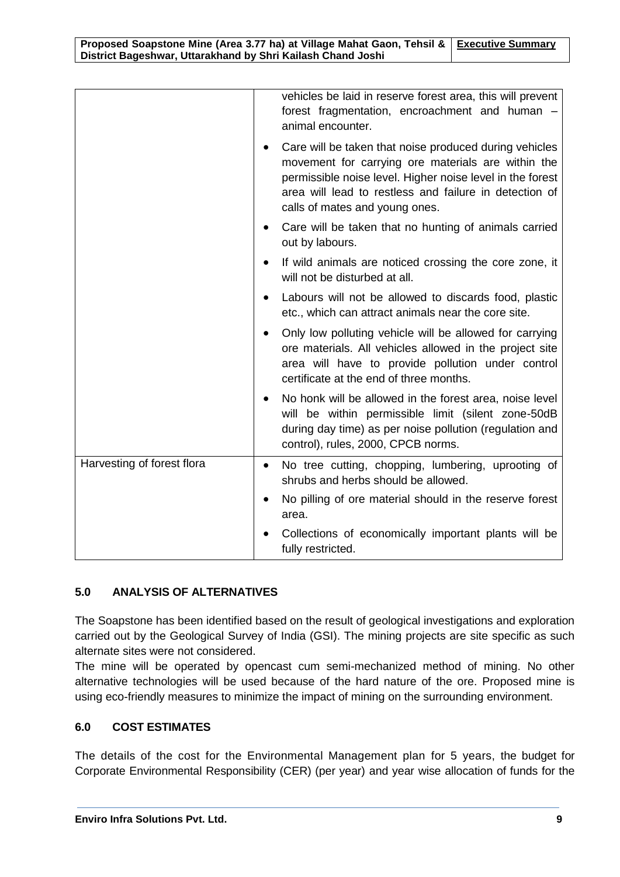| | |
|---|---|
| | vehicles be laid in reserve forest area, this will prevent forest fragmentation, encroachment and human – animal encounter.<br>• Care will be taken that noise produced during vehicles movement for carrying ore materials are within the permissible noise level. Higher noise level in the forest area will lead to restless and failure in detection of calls of mates and young ones.<br>• Care will be taken that no hunting of animals carried out by labours.<br>• If wild animals are noticed crossing the core zone, it will not be disturbed at all.<br>• Labours will not be allowed to discards food, plastic etc., which can attract animals near the core site.<br>• Only low polluting vehicle will be allowed for carrying ore materials. All vehicles allowed in the project site area will have to provide pollution under control certificate at the end of three months.<br>• No honk will be allowed in the forest area, noise level will be within permissible limit (silent zone-50dB during day time) as per noise pollution (regulation and control), rules, 2000, CPCB norms. |
| Harvesting of forest flora | • No tree cutting, chopping, lumbering, uprooting of shrubs and herbs should be allowed.<br>• No pilling of ore material should in the reserve forest area.<br>• Collections of economically important plants will be fully restricted. |

## 5.0 ANALYSIS OF ALTERNATIVES

The Soapstone has been identified based on the result of geological investigations and exploration carried out by the Geological Survey of India (GSI). The mining projects are site specific as such alternate sites were not considered.

The mine will be operated by opencast cum semi-mechanized method of mining. No other alternative technologies will be used because of the hard nature of the ore. Proposed mine is using eco-friendly measures to minimize the impact of mining on the surrounding environment.

## 6.0 COST ESTIMATES

The details of the cost for the Environmental Management plan for 5 years, the budget for Corporate Environmental Responsibility (CER) (per year) and year wise allocation of funds for the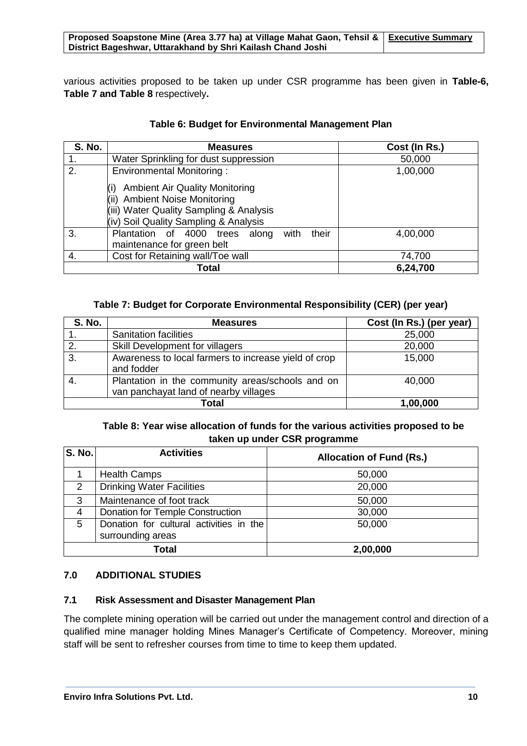various activities proposed to be taken up under CSR programme has been given in **Table-6, Table 7 and Table 8** respectively**.**

**Table 6: Budget for Environmental Management Plan**

| S. No. | Measures | Cost (In Rs.) |
|---|---|---|
| 1. | Water Sprinkling for dust suppression | 50,000 |
| 2. | Environmental Monitoring :<br>(i) Ambient Air Quality Monitoring<br>(ii) Ambient Noise Monitoring<br>(iii) Water Quality Sampling & Analysis<br>(iv) Soil Quality Sampling & Analysis | 1,00,000 |
| 3. | Plantation of 4000 trees along with their maintenance for green belt | 4,00,000 |
| 4. | Cost for Retaining wall/Toe wall | 74,700 |
| **Total** | | **6,24,700** |

**Table 7: Budget for Corporate Environmental Responsibility (CER) (per year)**

| S. No. | Measures | Cost (In Rs.) (per year) |
|---|---|---|
| 1. | Sanitation facilities | 25,000 |
| 2. | Skill Development for villagers | 20,000 |
| 3. | Awareness to local farmers to increase yield of crop and fodder | 15,000 |
| 4. | Plantation in the community areas/schools and on van panchayat land of nearby villages | 40,000 |
| **Total** | | **1,00,000** |

**Table 8: Year wise allocation of funds for the various activities proposed to be taken up under CSR programme**

| S. No. | Activities | Allocation of Fund (Rs.) |
|---|---|---|
| 1 | Health Camps | 50,000 |
| 2 | Drinking Water Facilities | 20,000 |
| 3 | Maintenance of foot track | 50,000 |
| 4 | Donation for Temple Construction | 30,000 |
| 5 | Donation for cultural activities in the surrounding areas | 50,000 |
| **Total** | | **2,00,000** |

## 7.0 ADDITIONAL STUDIES

### 7.1 Risk Assessment and Disaster Management Plan

The complete mining operation will be carried out under the management control and direction of a qualified mine manager holding Mines Manager's Certificate of Competency. Moreover, mining staff will be sent to refresher courses from time to time to keep them updated.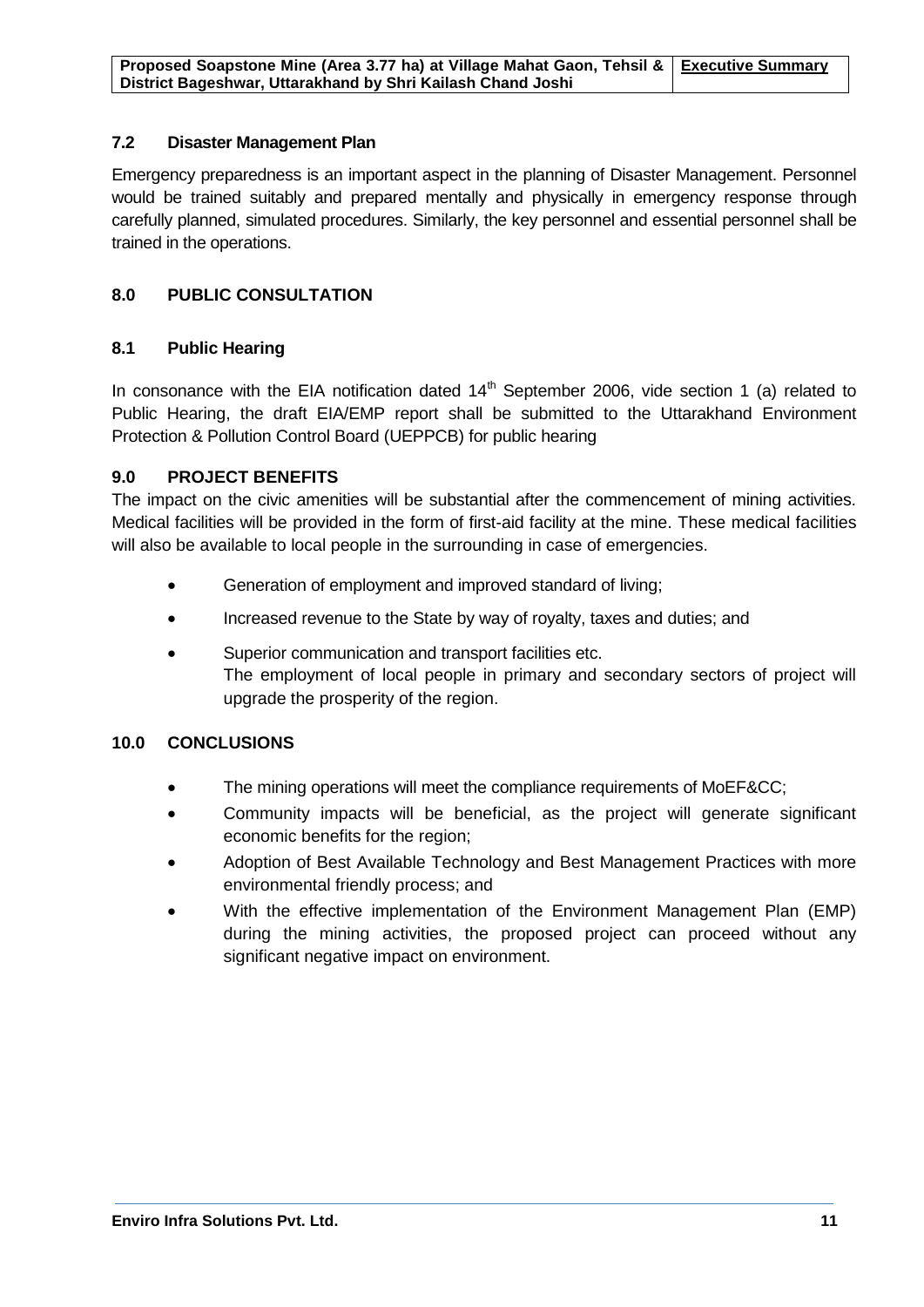### 7.2 Disaster Management Plan

Emergency preparedness is an important aspect in the planning of Disaster Management. Personnel would be trained suitably and prepared mentally and physically in emergency response through carefully planned, simulated procedures. Similarly, the key personnel and essential personnel shall be trained in the operations.

## 8.0 PUBLIC CONSULTATION

### 8.1 Public Hearing

In consonance with the EIA notification dated 14th September 2006, vide section 1 (a) related to Public Hearing, the draft EIA/EMP report shall be submitted to the Uttarakhand Environment Protection & Pollution Control Board (UEPPCB) for public hearing

## 9.0 PROJECT BENEFITS

The impact on the civic amenities will be substantial after the commencement of mining activities. Medical facilities will be provided in the form of first-aid facility at the mine. These medical facilities will also be available to local people in the surrounding in case of emergencies.

- Generation of employment and improved standard of living;
- Increased revenue to the State by way of royalty, taxes and duties; and
- Superior communication and transport facilities etc.
  The employment of local people in primary and secondary sectors of project will upgrade the prosperity of the region.

## 10.0 CONCLUSIONS

- The mining operations will meet the compliance requirements of MoEF&CC;
- Community impacts will be beneficial, as the project will generate significant economic benefits for the region;
- Adoption of Best Available Technology and Best Management Practices with more environmental friendly process; and
- With the effective implementation of the Environment Management Plan (EMP) during the mining activities, the proposed project can proceed without any significant negative impact on environment.